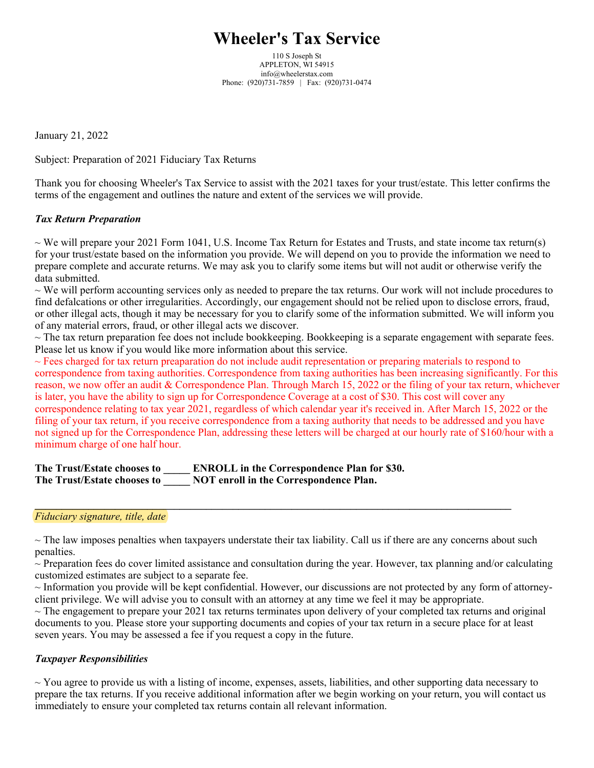# Wheeler's Tax Service

110 S Joseph St
APPLETON, WI 54915
info@wheelerstax.com
Phone: (920)731-7859 | Fax: (920)731-0474

January 21, 2022

Subject: Preparation of 2021 Fiduciary Tax Returns

Thank you for choosing Wheeler's Tax Service to assist with the 2021 taxes for your trust/estate. This letter confirms the terms of the engagement and outlines the nature and extent of the services we will provide.

***Tax Return Preparation***

~ We will prepare your 2021 Form 1041, U.S. Income Tax Return for Estates and Trusts, and state income tax return(s) for your trust/estate based on the information you provide. We will depend on you to provide the information we need to prepare complete and accurate returns. We may ask you to clarify some items but will not audit or otherwise verify the data submitted.
~ We will perform accounting services only as needed to prepare the tax returns. Our work will not include procedures to find defalcations or other irregularities. Accordingly, our engagement should not be relied upon to disclose errors, fraud, or other illegal acts, though it may be necessary for you to clarify some of the information submitted. We will inform you of any material errors, fraud, or other illegal acts we discover.
~ The tax return preparation fee does not include bookkeeping. Bookkeeping is a separate engagement with separate fees. Please let us know if you would like more information about this service.
~ Fees charged for tax return preaparation do not include audit representation or preparing materials to respond to correspondence from taxing authorities. Correspondence from taxing authorities has been increasing significantly. For this reason, we now offer an audit & Correspondence Plan. Through March 15, 2022 or the filing of your tax return, whichever is later, you have the ability to sign up for Correspondence Coverage at a cost of $30. This cost will cover any correspondence relating to tax year 2021, regardless of which calendar year it's received in. After March 15, 2022 or the filing of your tax return, if you receive correspondence from a taxing authority that needs to be addressed and you have not signed up for the Correspondence Plan, addressing these letters will be charged at our hourly rate of $160/hour with a minimum charge of one half hour.

**The Trust/Estate chooses to _____ ENROLL in the Correspondence Plan for $30.**
**The Trust/Estate chooses to _____ NOT enroll in the Correspondence Plan.**

_________________________________________________________________________________

*Fiduciary signature, title, date*

~ The law imposes penalties when taxpayers understate their tax liability. Call us if there are any concerns about such penalties.
~ Preparation fees do cover limited assistance and consultation during the year. However, tax planning and/or calculating customized estimates are subject to a separate fee.
~ Information you provide will be kept confidential. However, our discussions are not protected by any form of attorney-client privilege. We will advise you to consult with an attorney at any time we feel it may be appropriate.
~ The engagement to prepare your 2021 tax returns terminates upon delivery of your completed tax returns and original documents to you. Please store your supporting documents and copies of your tax return in a secure place for at least seven years. You may be assessed a fee if you request a copy in the future.

***Taxpayer Responsibilities***

~ You agree to provide us with a listing of income, expenses, assets, liabilities, and other supporting data necessary to prepare the tax returns. If you receive additional information after we begin working on your return, you will contact us immediately to ensure your completed tax returns contain all relevant information.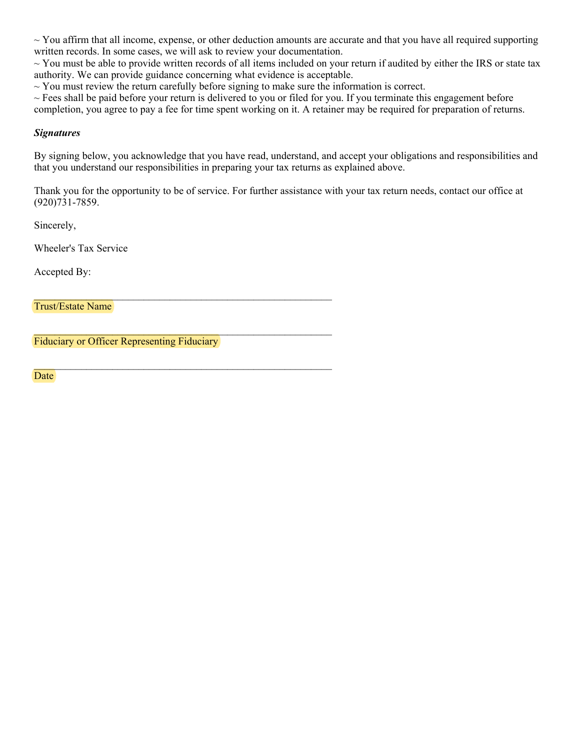~ You affirm that all income, expense, or other deduction amounts are accurate and that you have all required supporting written records. In some cases, we will ask to review your documentation.
~ You must be able to provide written records of all items included on your return if audited by either the IRS or state tax authority. We can provide guidance concerning what evidence is acceptable.
~ You must review the return carefully before signing to make sure the information is correct.
~ Fees shall be paid before your return is delivered to you or filed for you. If you terminate this engagement before completion, you agree to pay a fee for time spent working on it. A retainer may be required for preparation of returns.

***Signatures***

By signing below, you acknowledge that you have read, understand, and accept your obligations and responsibilities and that you understand our responsibilities in preparing your tax returns as explained above.

Thank you for the opportunity to be of service. For further assistance with your tax return needs, contact our office at (920)731-7859.

Sincerely,

Wheeler's Tax Service

Accepted By:

\_\_\_\_\_\_\_\_\_\_\_\_\_\_\_\_\_\_\_\_\_\_\_\_\_\_\_\_\_\_\_\_\_\_\_\_\_\_\_\_\_\_\_\_\_\_\_\_\_\_\_\_
Trust/Estate Name

\_\_\_\_\_\_\_\_\_\_\_\_\_\_\_\_\_\_\_\_\_\_\_\_\_\_\_\_\_\_\_\_\_\_\_\_\_\_\_\_\_\_\_\_\_\_\_\_\_\_\_\_
Fiduciary or Officer Representing Fiduciary

\_\_\_\_\_\_\_\_\_\_\_\_\_\_\_\_\_\_\_\_\_\_\_\_\_\_\_\_\_\_\_\_\_\_\_\_\_\_\_\_\_\_\_\_\_\_\_\_\_\_\_\_
Date